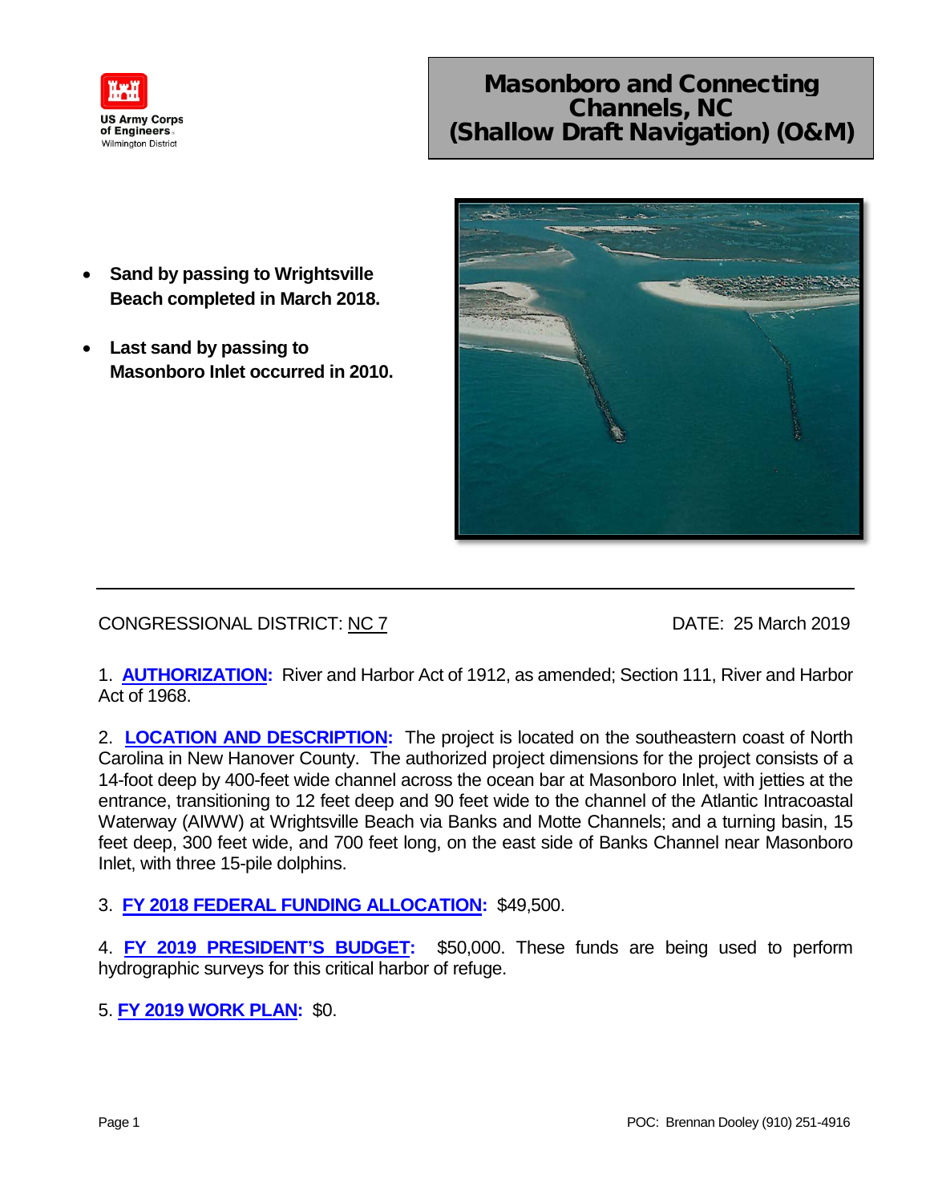US Army Corps of Engineers
Wilmington District

# Masonboro and Connecting Channels, NC (Shallow Draft Navigation) (O&M)

- **Sand by passing to Wrightsville Beach completed in March 2018.**
- **Last sand by passing to Masonboro Inlet occurred in 2010.**

---

CONGRESSIONAL DISTRICT: NC 7 DATE: 25 March 2019

1. **AUTHORIZATION:** River and Harbor Act of 1912, as amended; Section 111, River and Harbor Act of 1968.

2. **LOCATION AND DESCRIPTION:** The project is located on the southeastern coast of North Carolina in New Hanover County. The authorized project dimensions for the project consists of a 14-foot deep by 400-feet wide channel across the ocean bar at Masonboro Inlet, with jetties at the entrance, transitioning to 12 feet deep and 90 feet wide to the channel of the Atlantic Intracoastal Waterway (AIWW) at Wrightsville Beach via Banks and Motte Channels; and a turning basin, 15 feet deep, 300 feet wide, and 700 feet long, on the east side of Banks Channel near Masonboro Inlet, with three 15-pile dolphins.

3. **FY 2018 FEDERAL FUNDING ALLOCATION:** $49,500.

4. **FY 2019 PRESIDENT'S BUDGET:** $50,000. These funds are being used to perform hydrographic surveys for this critical harbor of refuge.

5. **FY 2019 WORK PLAN:** $0.

POC: Brennan Dooley (910) 251-4916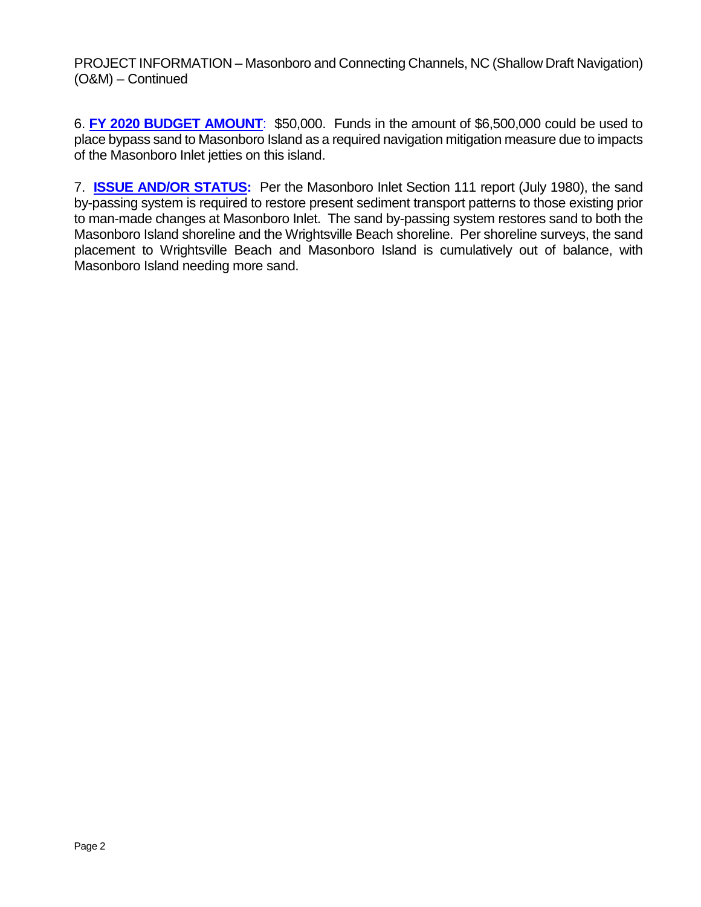PROJECT INFORMATION – Masonboro and Connecting Channels, NC (Shallow Draft Navigation) (O&M) – Continued

6. **FY 2020 BUDGET AMOUNT**: $50,000. Funds in the amount of $6,500,000 could be used to place bypass sand to Masonboro Island as a required navigation mitigation measure due to impacts of the Masonboro Inlet jetties on this island.

7. **ISSUE AND/OR STATUS:** Per the Masonboro Inlet Section 111 report (July 1980), the sand by-passing system is required to restore present sediment transport patterns to those existing prior to man-made changes at Masonboro Inlet. The sand by-passing system restores sand to both the Masonboro Island shoreline and the Wrightsville Beach shoreline. Per shoreline surveys, the sand placement to Wrightsville Beach and Masonboro Island is cumulatively out of balance, with Masonboro Island needing more sand.